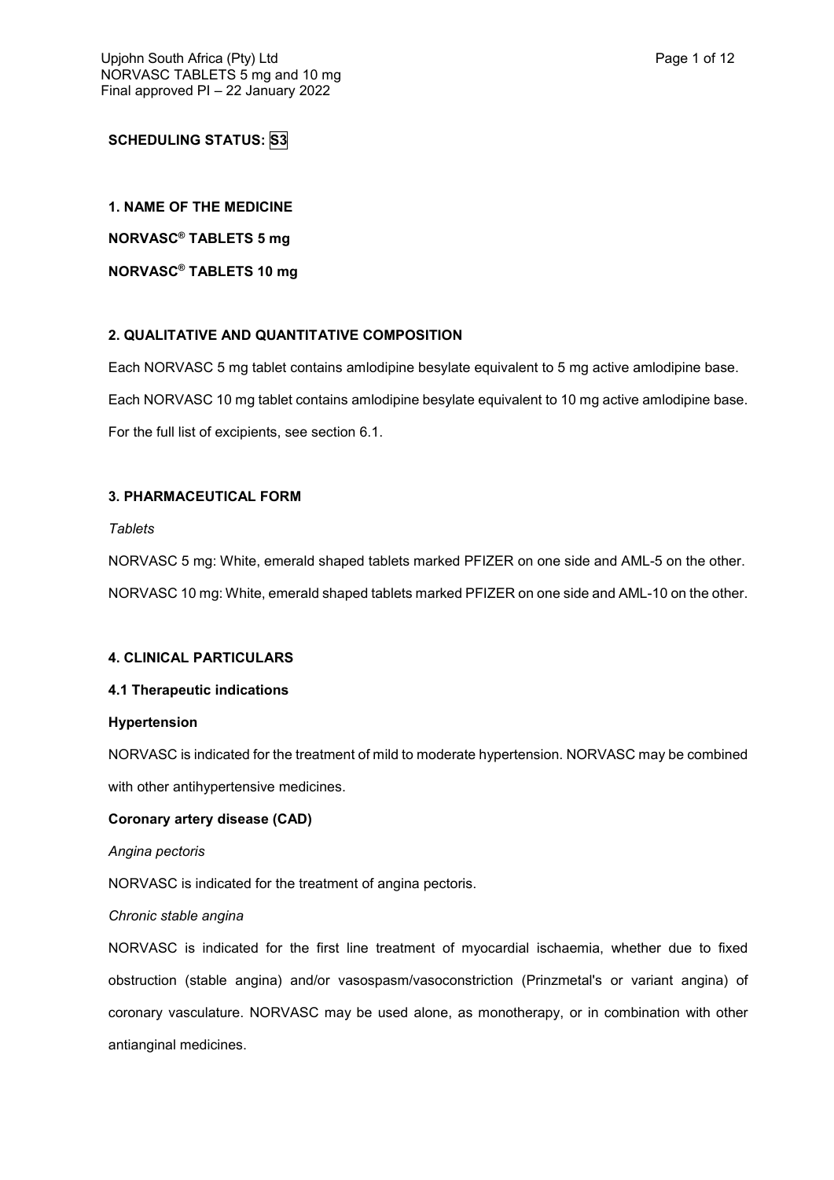**SCHEDULING STATUS:** S3

## 1. NAME OF THE MEDICINE

**NORVASC® TABLETS 5 mg**

**NORVASC® TABLETS 10 mg**

## 2. QUALITATIVE AND QUANTITATIVE COMPOSITION

Each NORVASC 5 mg tablet contains amlodipine besylate equivalent to 5 mg active amlodipine base.

Each NORVASC 10 mg tablet contains amlodipine besylate equivalent to 10 mg active amlodipine base.

For the full list of excipients, see section 6.1.

## 3. PHARMACEUTICAL FORM

*Tablets*

NORVASC 5 mg: White, emerald shaped tablets marked PFIZER on one side and AML-5 on the other.

NORVASC 10 mg: White, emerald shaped tablets marked PFIZER on one side and AML-10 on the other.

## 4. CLINICAL PARTICULARS

### 4.1 Therapeutic indications

**Hypertension**

NORVASC is indicated for the treatment of mild to moderate hypertension. NORVASC may be combined with other antihypertensive medicines.

**Coronary artery disease (CAD)**

*Angina pectoris*

NORVASC is indicated for the treatment of angina pectoris.

*Chronic stable angina*

NORVASC is indicated for the first line treatment of myocardial ischaemia, whether due to fixed obstruction (stable angina) and/or vasospasm/vasoconstriction (Prinzmetal's or variant angina) of coronary vasculature. NORVASC may be used alone, as monotherapy, or in combination with other antianginal medicines.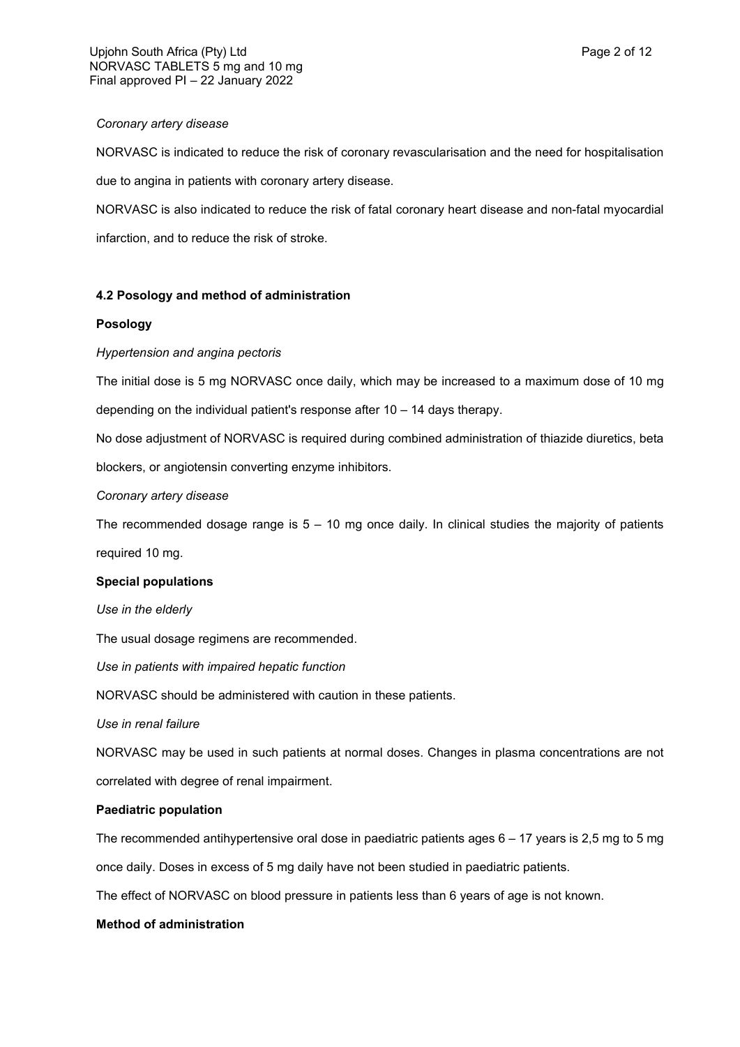*Coronary artery disease*

NORVASC is indicated to reduce the risk of coronary revascularisation and the need for hospitalisation due to angina in patients with coronary artery disease.

NORVASC is also indicated to reduce the risk of fatal coronary heart disease and non-fatal myocardial infarction, and to reduce the risk of stroke.

### 4.2 Posology and method of administration

**Posology**

*Hypertension and angina pectoris*

The initial dose is 5 mg NORVASC once daily, which may be increased to a maximum dose of 10 mg depending on the individual patient's response after 10 – 14 days therapy.

No dose adjustment of NORVASC is required during combined administration of thiazide diuretics, beta blockers, or angiotensin converting enzyme inhibitors.

*Coronary artery disease*

The recommended dosage range is 5 – 10 mg once daily. In clinical studies the majority of patients required 10 mg.

**Special populations**

*Use in the elderly*

The usual dosage regimens are recommended.

*Use in patients with impaired hepatic function*

NORVASC should be administered with caution in these patients.

*Use in renal failure*

NORVASC may be used in such patients at normal doses. Changes in plasma concentrations are not correlated with degree of renal impairment.

**Paediatric population**

The recommended antihypertensive oral dose in paediatric patients ages 6 – 17 years is 2,5 mg to 5 mg once daily. Doses in excess of 5 mg daily have not been studied in paediatric patients.

The effect of NORVASC on blood pressure in patients less than 6 years of age is not known.

**Method of administration**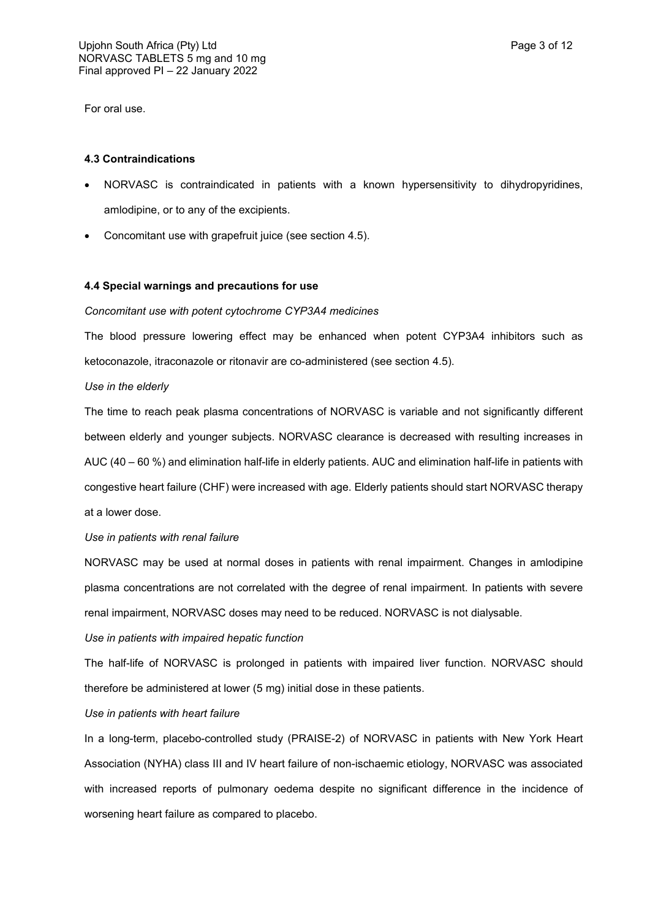For oral use.

### 4.3 Contraindications

- NORVASC is contraindicated in patients with a known hypersensitivity to dihydropyridines, amlodipine, or to any of the excipients.
- Concomitant use with grapefruit juice (see section 4.5).

### 4.4 Special warnings and precautions for use

*Concomitant use with potent cytochrome CYP3A4 medicines*

The blood pressure lowering effect may be enhanced when potent CYP3A4 inhibitors such as ketoconazole, itraconazole or ritonavir are co-administered (see section 4.5).

*Use in the elderly*

The time to reach peak plasma concentrations of NORVASC is variable and not significantly different between elderly and younger subjects. NORVASC clearance is decreased with resulting increases in AUC (40 – 60 %) and elimination half-life in elderly patients. AUC and elimination half-life in patients with congestive heart failure (CHF) were increased with age. Elderly patients should start NORVASC therapy at a lower dose.

*Use in patients with renal failure*

NORVASC may be used at normal doses in patients with renal impairment. Changes in amlodipine plasma concentrations are not correlated with the degree of renal impairment. In patients with severe renal impairment, NORVASC doses may need to be reduced. NORVASC is not dialysable.

*Use in patients with impaired hepatic function*

The half-life of NORVASC is prolonged in patients with impaired liver function. NORVASC should therefore be administered at lower (5 mg) initial dose in these patients.

*Use in patients with heart failure*

In a long-term, placebo-controlled study (PRAISE-2) of NORVASC in patients with New York Heart Association (NYHA) class III and IV heart failure of non-ischaemic etiology, NORVASC was associated with increased reports of pulmonary oedema despite no significant difference in the incidence of worsening heart failure as compared to placebo.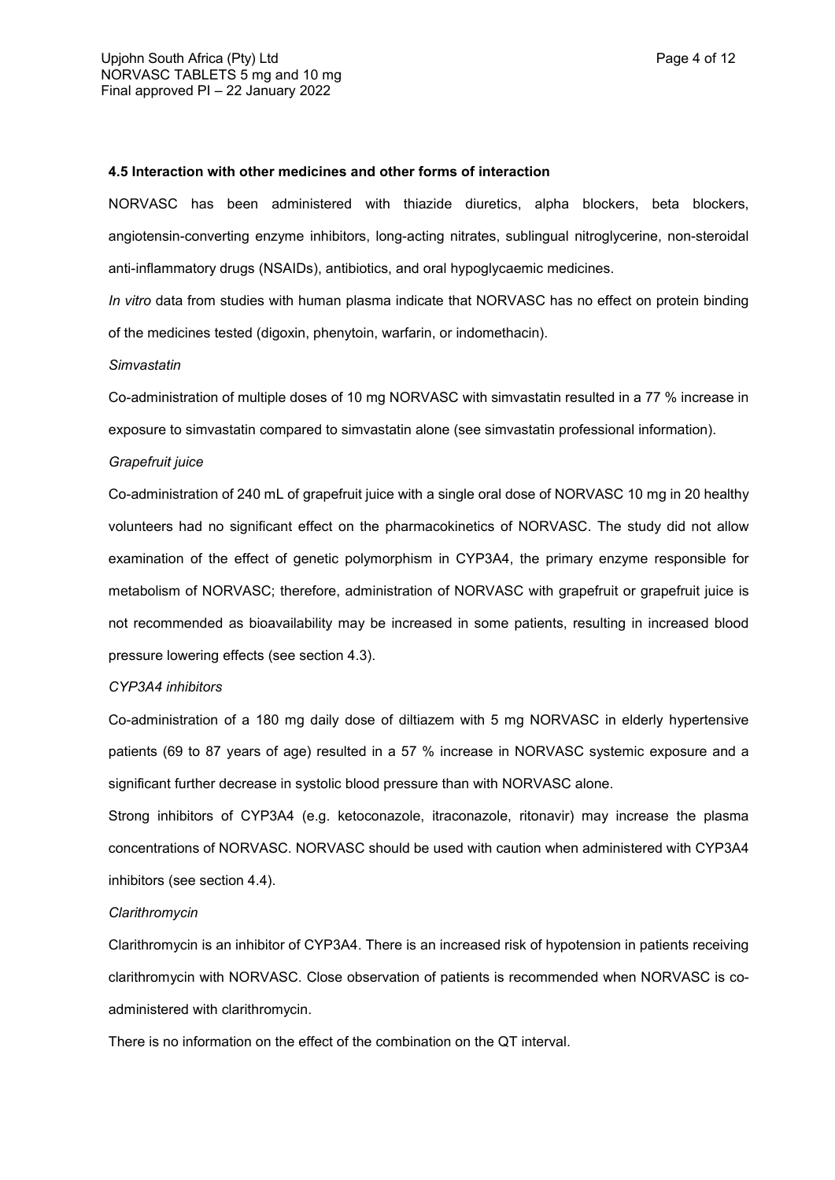### 4.5 Interaction with other medicines and other forms of interaction

NORVASC has been administered with thiazide diuretics, alpha blockers, beta blockers, angiotensin-converting enzyme inhibitors, long-acting nitrates, sublingual nitroglycerine, non-steroidal anti-inflammatory drugs (NSAIDs), antibiotics, and oral hypoglycaemic medicines.

*In vitro* data from studies with human plasma indicate that NORVASC has no effect on protein binding of the medicines tested (digoxin, phenytoin, warfarin, or indomethacin).

*Simvastatin*

Co-administration of multiple doses of 10 mg NORVASC with simvastatin resulted in a 77 % increase in exposure to simvastatin compared to simvastatin alone (see simvastatin professional information).

*Grapefruit juice*

Co-administration of 240 mL of grapefruit juice with a single oral dose of NORVASC 10 mg in 20 healthy volunteers had no significant effect on the pharmacokinetics of NORVASC. The study did not allow examination of the effect of genetic polymorphism in CYP3A4, the primary enzyme responsible for metabolism of NORVASC; therefore, administration of NORVASC with grapefruit or grapefruit juice is not recommended as bioavailability may be increased in some patients, resulting in increased blood pressure lowering effects (see section 4.3).

*CYP3A4 inhibitors*

Co-administration of a 180 mg daily dose of diltiazem with 5 mg NORVASC in elderly hypertensive patients (69 to 87 years of age) resulted in a 57 % increase in NORVASC systemic exposure and a significant further decrease in systolic blood pressure than with NORVASC alone.

Strong inhibitors of CYP3A4 (e.g. ketoconazole, itraconazole, ritonavir) may increase the plasma concentrations of NORVASC. NORVASC should be used with caution when administered with CYP3A4 inhibitors (see section 4.4).

*Clarithromycin*

Clarithromycin is an inhibitor of CYP3A4. There is an increased risk of hypotension in patients receiving clarithromycin with NORVASC. Close observation of patients is recommended when NORVASC is co-administered with clarithromycin.

There is no information on the effect of the combination on the QT interval.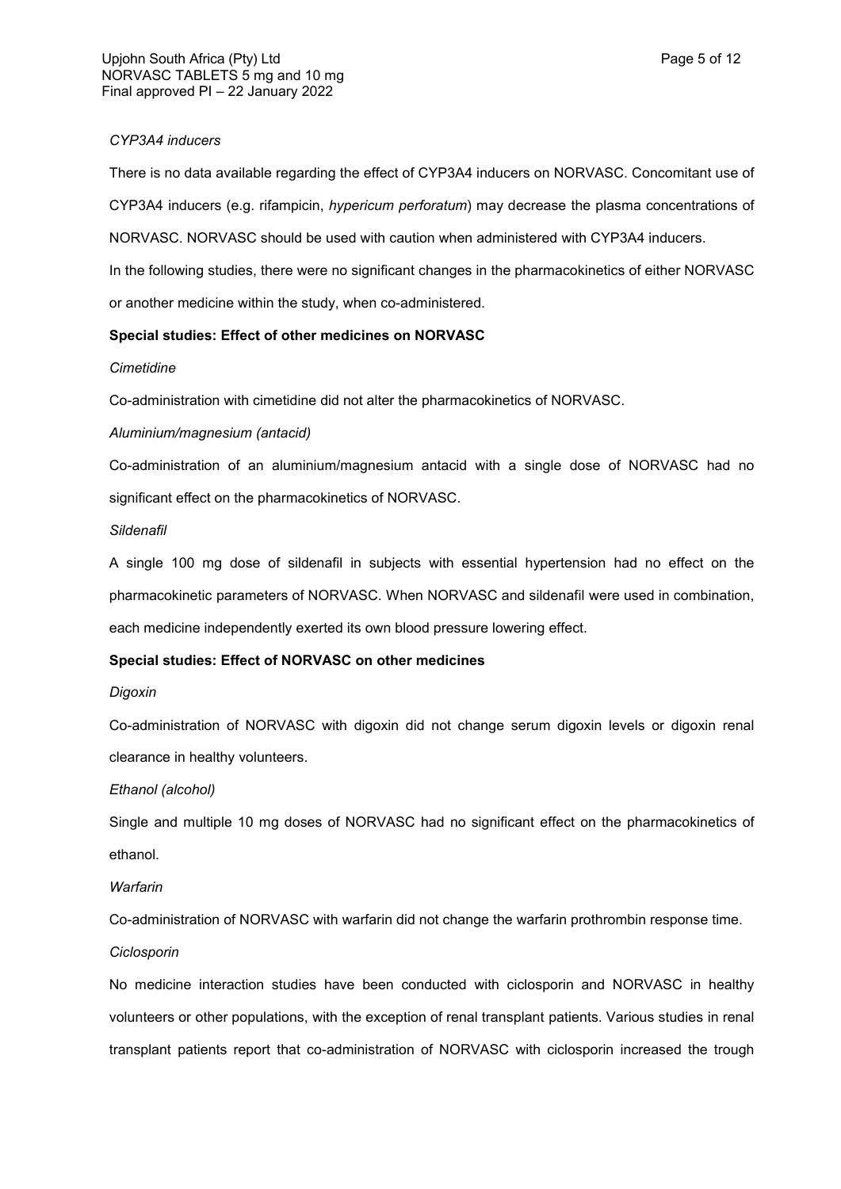*CYP3A4 inducers*

There is no data available regarding the effect of CYP3A4 inducers on NORVASC. Concomitant use of CYP3A4 inducers (e.g. rifampicin, *hypericum perforatum*) may decrease the plasma concentrations of NORVASC. NORVASC should be used with caution when administered with CYP3A4 inducers.

In the following studies, there were no significant changes in the pharmacokinetics of either NORVASC or another medicine within the study, when co-administered.

**Special studies: Effect of other medicines on NORVASC**

*Cimetidine*

Co-administration with cimetidine did not alter the pharmacokinetics of NORVASC.

*Aluminium/magnesium (antacid)*

Co-administration of an aluminium/magnesium antacid with a single dose of NORVASC had no significant effect on the pharmacokinetics of NORVASC.

*Sildenafil*

A single 100 mg dose of sildenafil in subjects with essential hypertension had no effect on the pharmacokinetic parameters of NORVASC. When NORVASC and sildenafil were used in combination, each medicine independently exerted its own blood pressure lowering effect.

**Special studies: Effect of NORVASC on other medicines**

*Digoxin*

Co-administration of NORVASC with digoxin did not change serum digoxin levels or digoxin renal clearance in healthy volunteers.

*Ethanol (alcohol)*

Single and multiple 10 mg doses of NORVASC had no significant effect on the pharmacokinetics of ethanol.

*Warfarin*

Co-administration of NORVASC with warfarin did not change the warfarin prothrombin response time.

*Ciclosporin*

No medicine interaction studies have been conducted with ciclosporin and NORVASC in healthy volunteers or other populations, with the exception of renal transplant patients. Various studies in renal transplant patients report that co-administration of NORVASC with ciclosporin increased the trough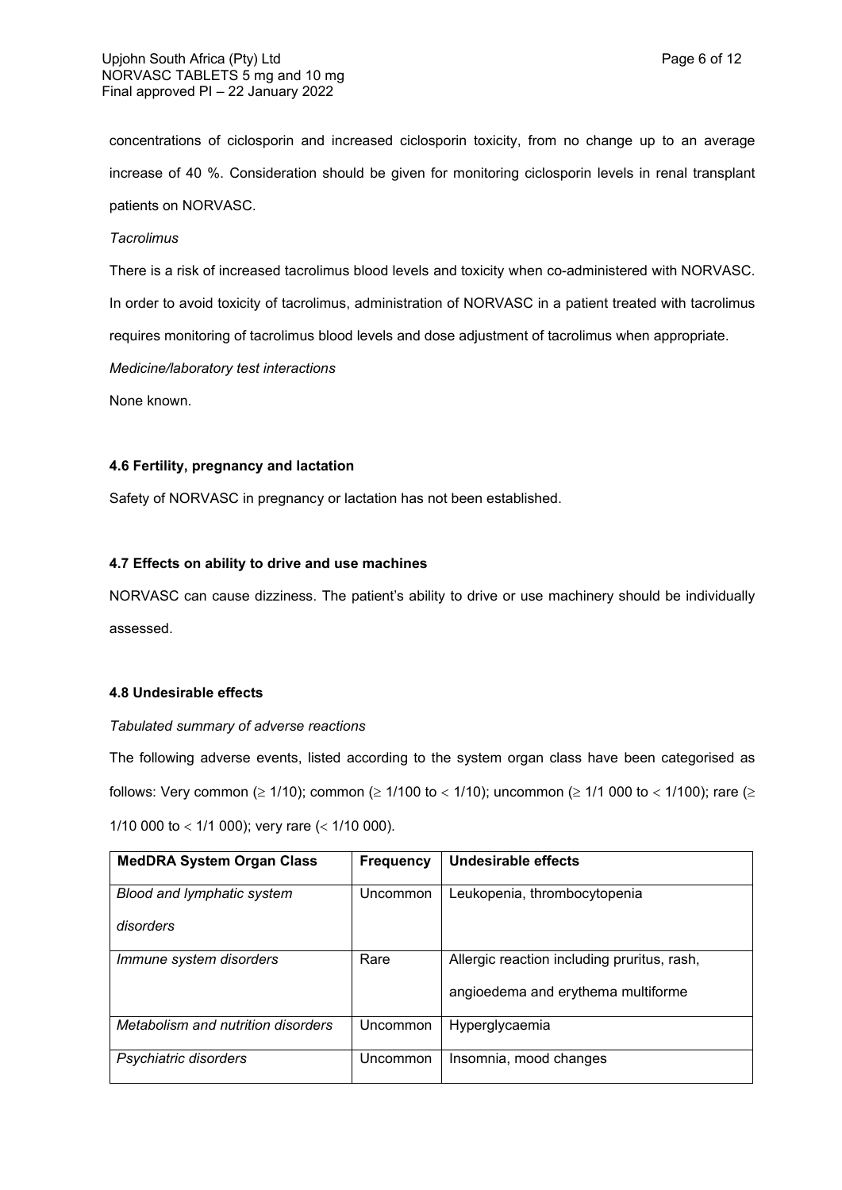concentrations of ciclosporin and increased ciclosporin toxicity, from no change up to an average increase of 40 %. Consideration should be given for monitoring ciclosporin levels in renal transplant patients on NORVASC.

*Tacrolimus*

There is a risk of increased tacrolimus blood levels and toxicity when co-administered with NORVASC. In order to avoid toxicity of tacrolimus, administration of NORVASC in a patient treated with tacrolimus requires monitoring of tacrolimus blood levels and dose adjustment of tacrolimus when appropriate.

*Medicine/laboratory test interactions*

None known.

### 4.6 Fertility, pregnancy and lactation

Safety of NORVASC in pregnancy or lactation has not been established.

### 4.7 Effects on ability to drive and use machines

NORVASC can cause dizziness. The patient's ability to drive or use machinery should be individually assessed.

### 4.8 Undesirable effects

*Tabulated summary of adverse reactions*

The following adverse events, listed according to the system organ class have been categorised as follows: Very common ($\geq$ 1/10); common ($\geq$ 1/100 to $<$ 1/10); uncommon ($\geq$ 1/1 000 to $<$ 1/100); rare ($\geq$ 1/10 000 to $<$ 1/1 000); very rare ($<$ 1/10 000).

| MedDRA System Organ Class | Frequency | Undesirable effects |
|---|---|---|
| *Blood and lymphatic system disorders* | Uncommon | Leukopenia, thrombocytopenia |
| *Immune system disorders* | Rare | Allergic reaction including pruritus, rash, angioedema and erythema multiforme |
| *Metabolism and nutrition disorders* | Uncommon | Hyperglycaemia |
| *Psychiatric disorders* | Uncommon | Insomnia, mood changes |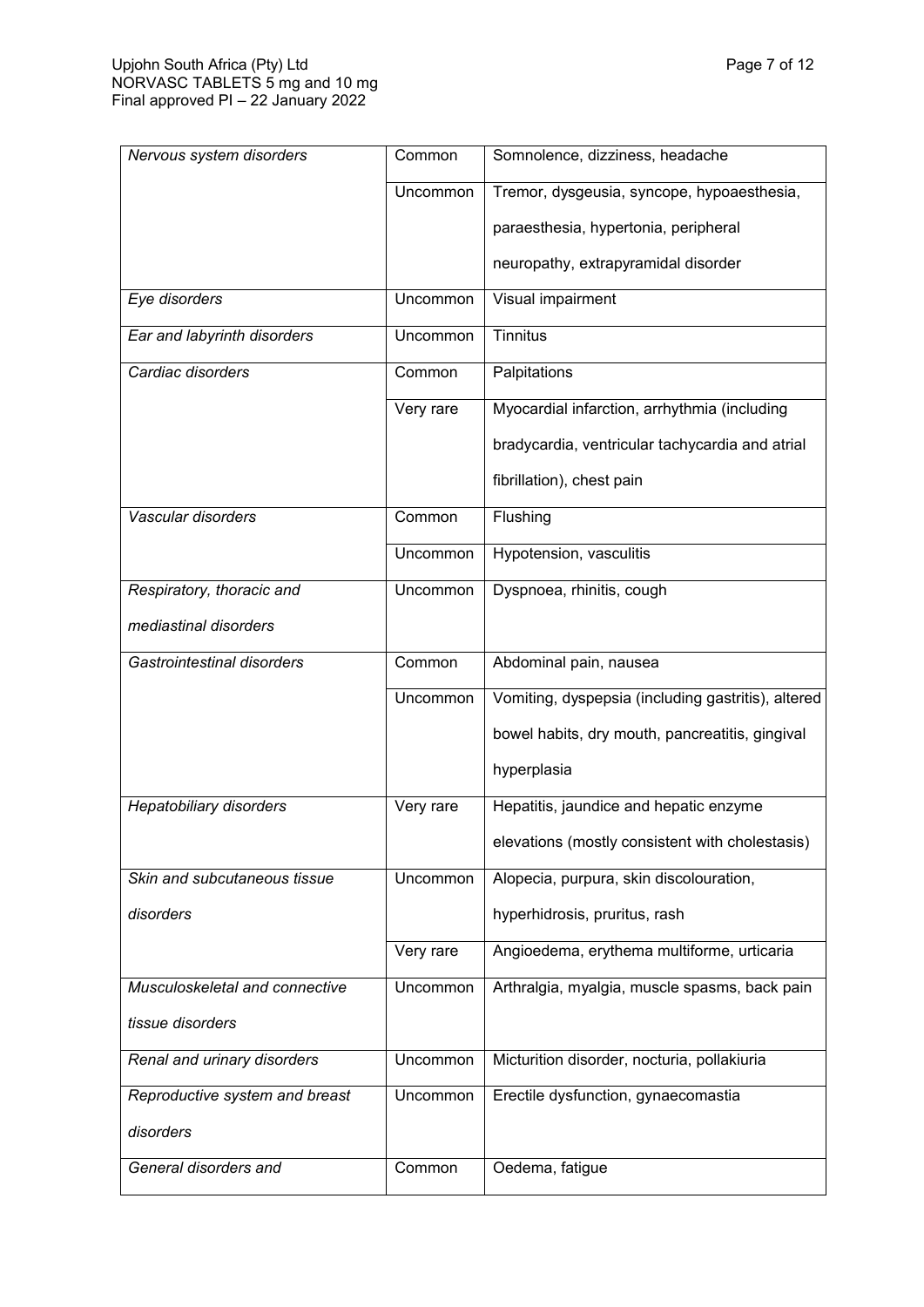| | | |
|---|---|---|
| *Nervous system disorders* | Common | Somnolence, dizziness, headache |
| | Uncommon | Tremor, dysgeusia, syncope, hypoaesthesia, paraesthesia, hypertonia, peripheral neuropathy, extrapyramidal disorder |
| *Eye disorders* | Uncommon | Visual impairment |
| *Ear and labyrinth disorders* | Uncommon | Tinnitus |
| *Cardiac disorders* | Common | Palpitations |
| | Very rare | Myocardial infarction, arrhythmia (including bradycardia, ventricular tachycardia and atrial fibrillation), chest pain |
| *Vascular disorders* | Common | Flushing |
| | Uncommon | Hypotension, vasculitis |
| *Respiratory, thoracic and mediastinal disorders* | Uncommon | Dyspnoea, rhinitis, cough |
| *Gastrointestinal disorders* | Common | Abdominal pain, nausea |
| | Uncommon | Vomiting, dyspepsia (including gastritis), altered bowel habits, dry mouth, pancreatitis, gingival hyperplasia |
| *Hepatobiliary disorders* | Very rare | Hepatitis, jaundice and hepatic enzyme elevations (mostly consistent with cholestasis) |
| *Skin and subcutaneous tissue disorders* | Uncommon | Alopecia, purpura, skin discolouration, hyperhidrosis, pruritus, rash |
| | Very rare | Angioedema, erythema multiforme, urticaria |
| *Musculoskeletal and connective tissue disorders* | Uncommon | Arthralgia, myalgia, muscle spasms, back pain |
| *Renal and urinary disorders* | Uncommon | Micturition disorder, nocturia, pollakiuria |
| *Reproductive system and breast disorders* | Uncommon | Erectile dysfunction, gynaecomastia |
| *General disorders and* | Common | Oedema, fatigue |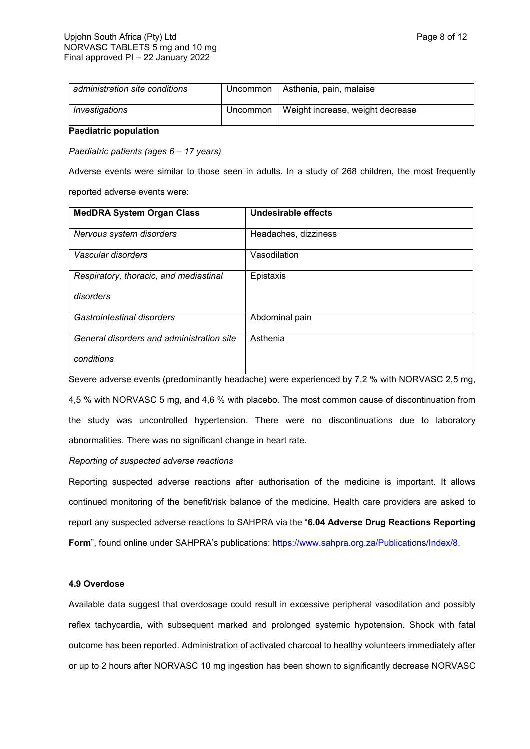| | | |
|---|---|---|
| *administration site conditions* | Uncommon | Asthenia, pain, malaise |
| *Investigations* | Uncommon | Weight increase, weight decrease |

**Paediatric population**

*Paediatric patients (ages 6 – 17 years)*

Adverse events were similar to those seen in adults. In a study of 268 children, the most frequently reported adverse events were:

| **MedDRA System Organ Class** | **Undesirable effects** |
|---|---|
| *Nervous system disorders* | Headaches, dizziness |
| *Vascular disorders* | Vasodilation |
| *Respiratory, thoracic, and mediastinal disorders* | Epistaxis |
| *Gastrointestinal disorders* | Abdominal pain |
| *General disorders and administration site conditions* | Asthenia |

Severe adverse events (predominantly headache) were experienced by 7,2 % with NORVASC 2,5 mg, 4,5 % with NORVASC 5 mg, and 4,6 % with placebo. The most common cause of discontinuation from the study was uncontrolled hypertension. There were no discontinuations due to laboratory abnormalities. There was no significant change in heart rate.

*Reporting of suspected adverse reactions*

Reporting suspected adverse reactions after authorisation of the medicine is important. It allows continued monitoring of the benefit/risk balance of the medicine. Health care providers are asked to report any suspected adverse reactions to SAHPRA via the "**6.04 Adverse Drug Reactions Reporting Form**", found online under SAHPRA's publications: https://www.sahpra.org.za/Publications/Index/8.

**4.9 Overdose**

Available data suggest that overdosage could result in excessive peripheral vasodilation and possibly reflex tachycardia, with subsequent marked and prolonged systemic hypotension. Shock with fatal outcome has been reported. Administration of activated charcoal to healthy volunteers immediately after or up to 2 hours after NORVASC 10 mg ingestion has been shown to significantly decrease NORVASC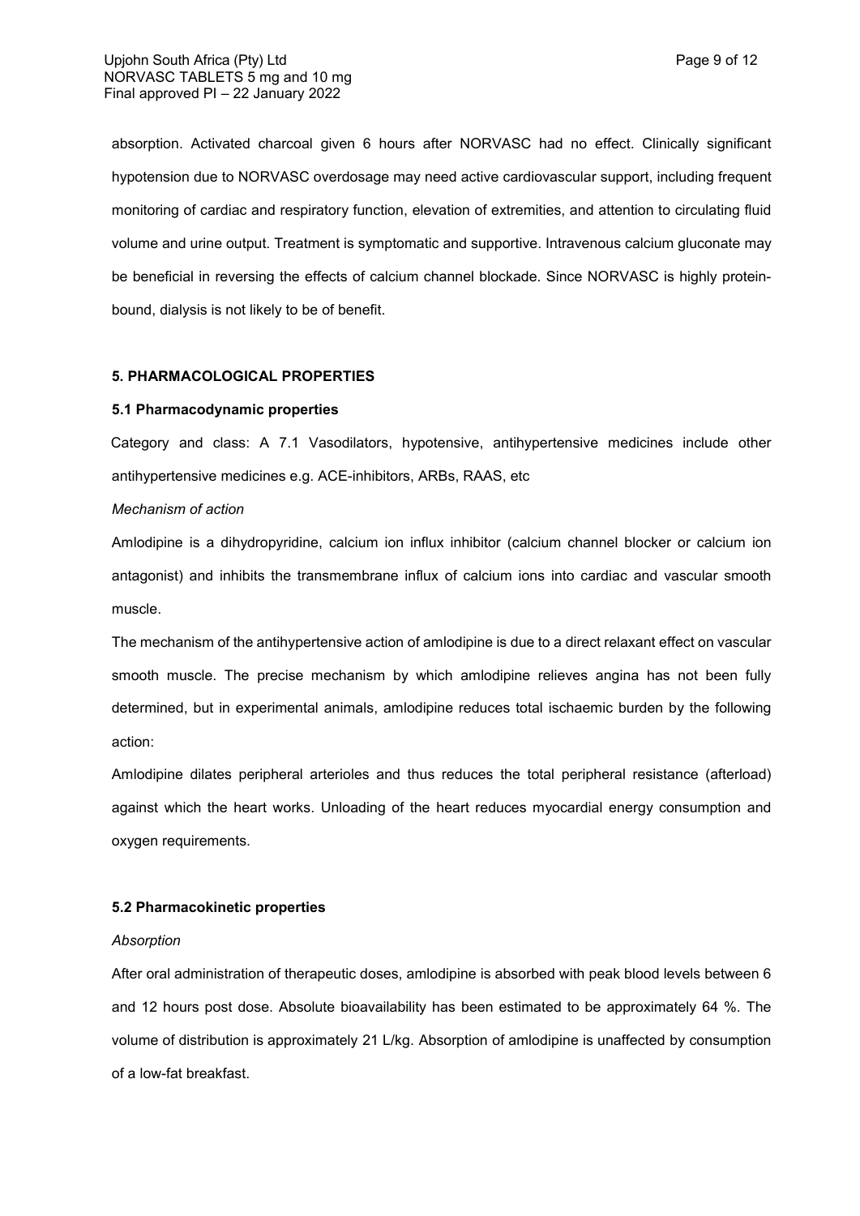absorption. Activated charcoal given 6 hours after NORVASC had no effect. Clinically significant hypotension due to NORVASC overdosage may need active cardiovascular support, including frequent monitoring of cardiac and respiratory function, elevation of extremities, and attention to circulating fluid volume and urine output. Treatment is symptomatic and supportive. Intravenous calcium gluconate may be beneficial in reversing the effects of calcium channel blockade. Since NORVASC is highly protein-bound, dialysis is not likely to be of benefit.

## 5. PHARMACOLOGICAL PROPERTIES

### 5.1 Pharmacodynamic properties

Category and class: A 7.1 Vasodilators, hypotensive, antihypertensive medicines include other antihypertensive medicines e.g. ACE-inhibitors, ARBs, RAAS, etc

*Mechanism of action*

Amlodipine is a dihydropyridine, calcium ion influx inhibitor (calcium channel blocker or calcium ion antagonist) and inhibits the transmembrane influx of calcium ions into cardiac and vascular smooth muscle.

The mechanism of the antihypertensive action of amlodipine is due to a direct relaxant effect on vascular smooth muscle. The precise mechanism by which amlodipine relieves angina has not been fully determined, but in experimental animals, amlodipine reduces total ischaemic burden by the following action:

Amlodipine dilates peripheral arterioles and thus reduces the total peripheral resistance (afterload) against which the heart works. Unloading of the heart reduces myocardial energy consumption and oxygen requirements.

### 5.2 Pharmacokinetic properties

*Absorption*

After oral administration of therapeutic doses, amlodipine is absorbed with peak blood levels between 6 and 12 hours post dose. Absolute bioavailability has been estimated to be approximately 64 %. The volume of distribution is approximately 21 L/kg. Absorption of amlodipine is unaffected by consumption of a low-fat breakfast.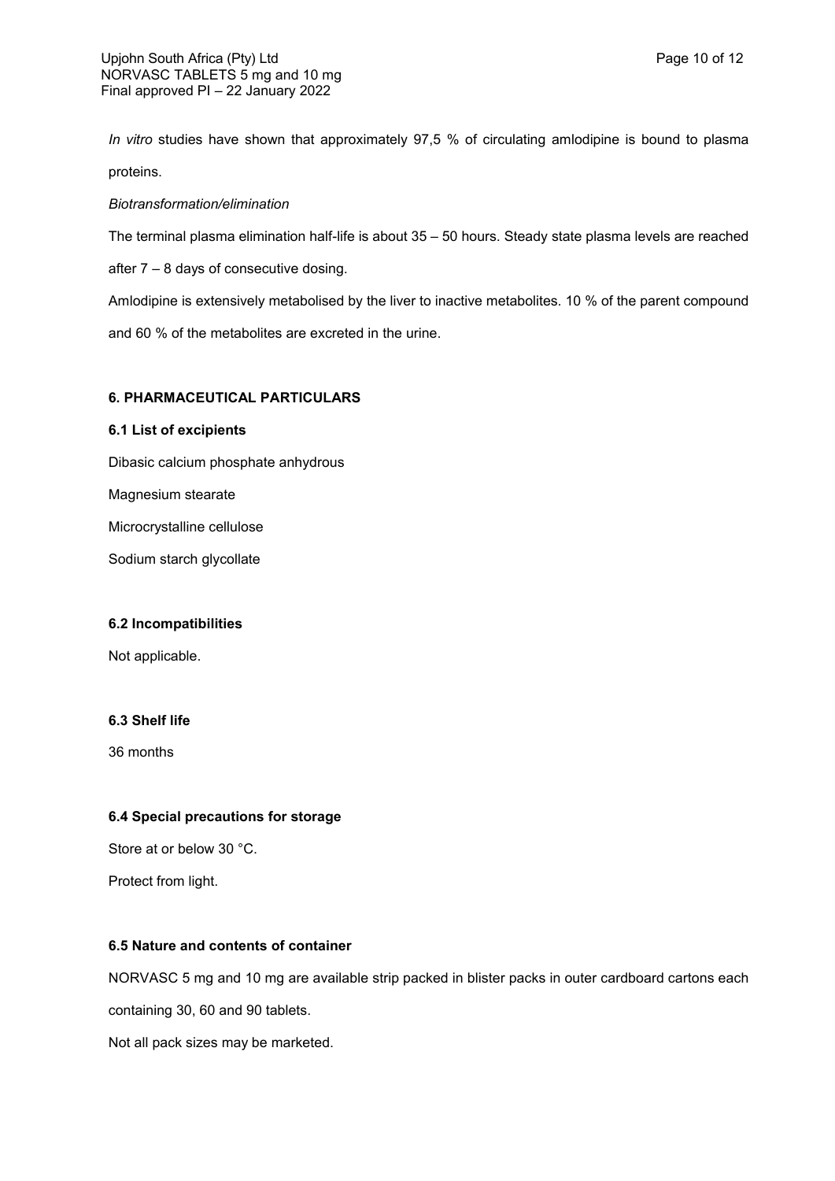*In vitro* studies have shown that approximately 97,5 % of circulating amlodipine is bound to plasma proteins.

*Biotransformation/elimination*

The terminal plasma elimination half-life is about 35 – 50 hours. Steady state plasma levels are reached after 7 – 8 days of consecutive dosing.

Amlodipine is extensively metabolised by the liver to inactive metabolites. 10 % of the parent compound and 60 % of the metabolites are excreted in the urine.

## 6. PHARMACEUTICAL PARTICULARS

### 6.1 List of excipients

Dibasic calcium phosphate anhydrous

Magnesium stearate

Microcrystalline cellulose

Sodium starch glycollate

### 6.2 Incompatibilities

Not applicable.

### 6.3 Shelf life

36 months

### 6.4 Special precautions for storage

Store at or below 30 °C.

Protect from light.

### 6.5 Nature and contents of container

NORVASC 5 mg and 10 mg are available strip packed in blister packs in outer cardboard cartons each containing 30, 60 and 90 tablets.

Not all pack sizes may be marketed.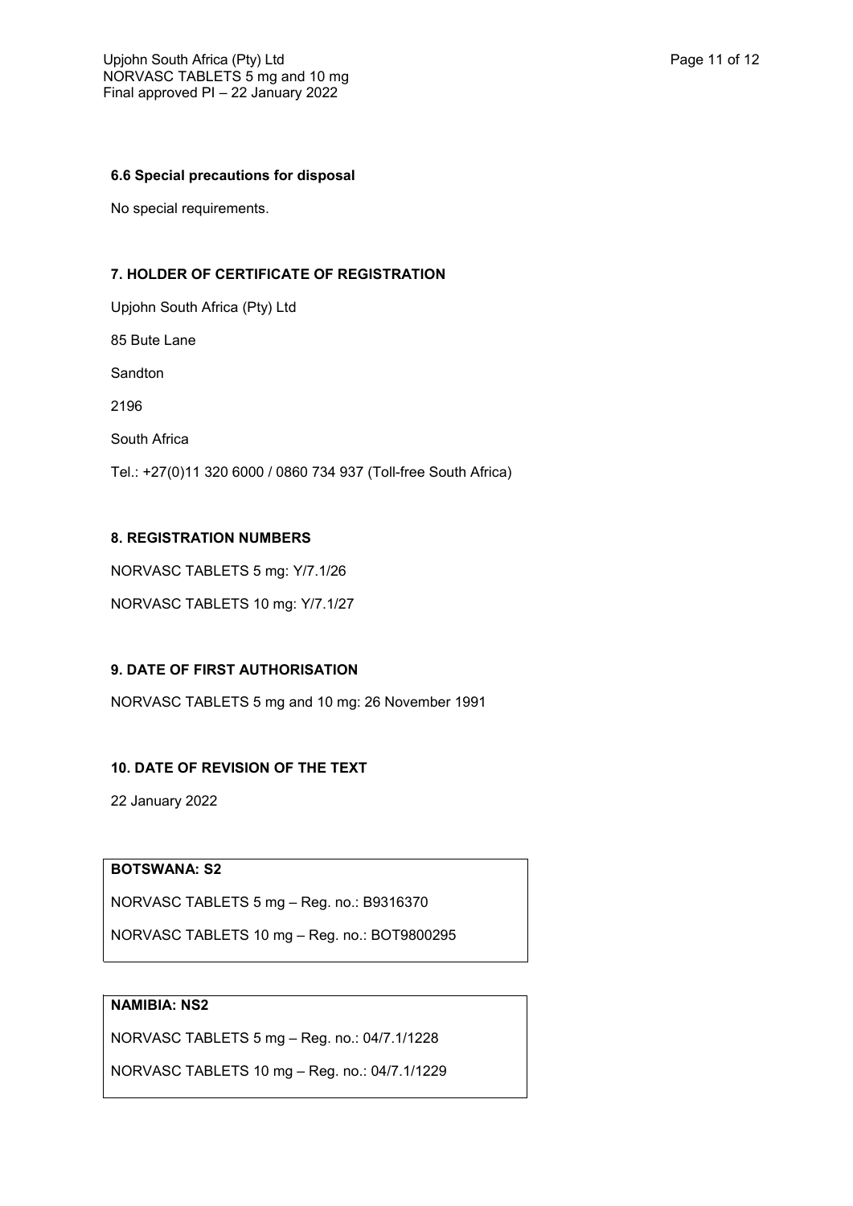### 6.6 Special precautions for disposal

No special requirements.

### 7. HOLDER OF CERTIFICATE OF REGISTRATION

Upjohn South Africa (Pty) Ltd

85 Bute Lane

Sandton

2196

South Africa

Tel.: +27(0)11 320 6000 / 0860 734 937 (Toll-free South Africa)

### 8. REGISTRATION NUMBERS

NORVASC TABLETS 5 mg: Y/7.1/26

NORVASC TABLETS 10 mg: Y/7.1/27

### 9. DATE OF FIRST AUTHORISATION

NORVASC TABLETS 5 mg and 10 mg: 26 November 1991

### 10. DATE OF REVISION OF THE TEXT

22 January 2022

**BOTSWANA: S2**

NORVASC TABLETS 5 mg – Reg. no.: B9316370

NORVASC TABLETS 10 mg – Reg. no.: BOT9800295

**NAMIBIA: NS2**

NORVASC TABLETS 5 mg – Reg. no.: 04/7.1/1228

NORVASC TABLETS 10 mg – Reg. no.: 04/7.1/1229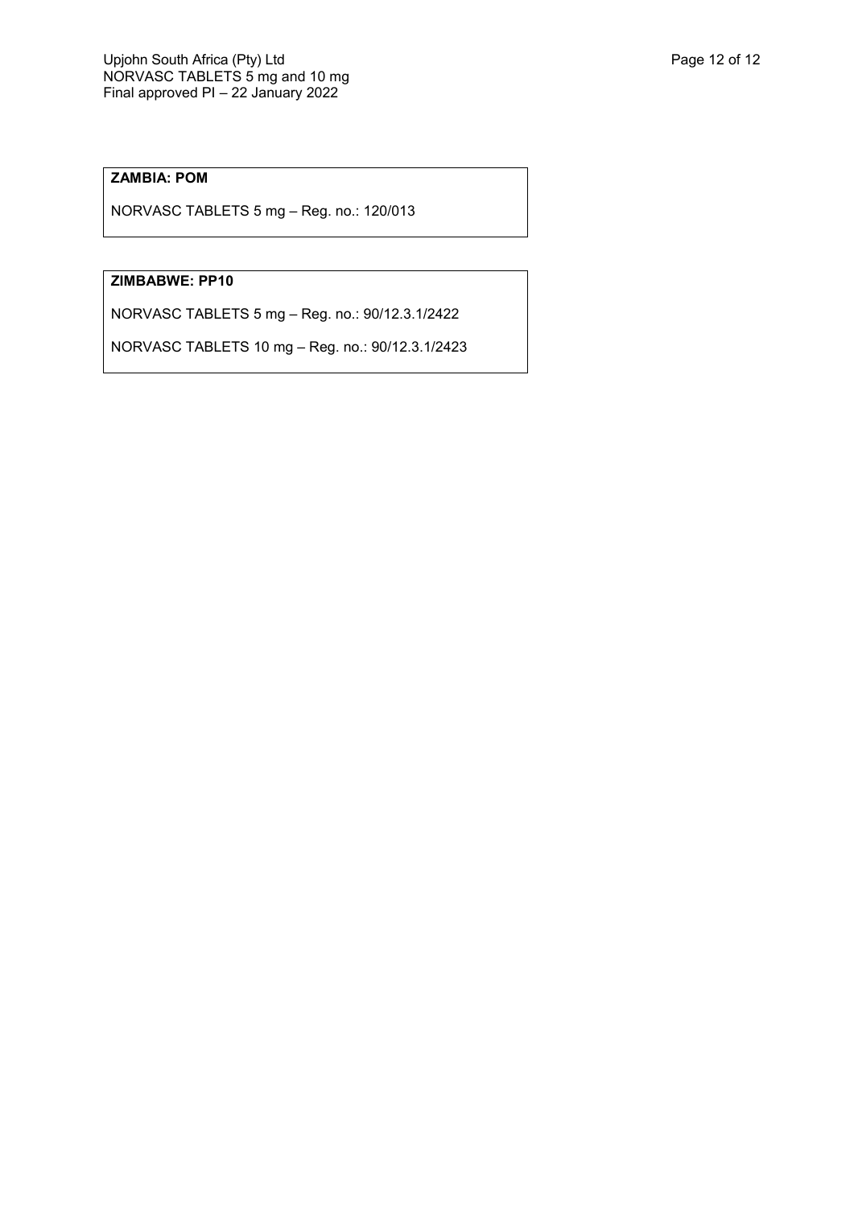**ZAMBIA: POM**

NORVASC TABLETS 5 mg – Reg. no.: 120/013

**ZIMBABWE: PP10**

NORVASC TABLETS 5 mg – Reg. no.: 90/12.3.1/2422

NORVASC TABLETS 10 mg – Reg. no.: 90/12.3.1/2423